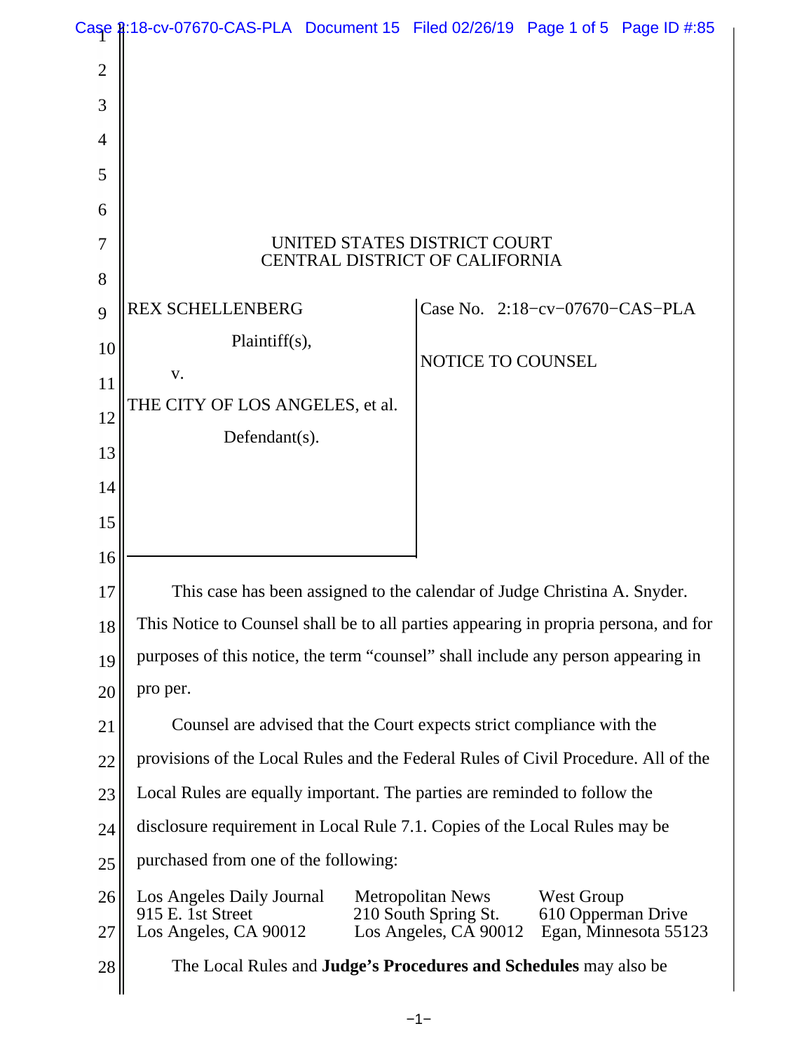UNITED STATES DISTRICT COURT
CENTRAL DISTRICT OF CALIFORNIA

| | |
|---|---|
| REX SCHELLENBERG<br><br>Plaintiff(s),<br><br>v.<br><br>THE CITY OF LOS ANGELES, et al.<br><br>Defendant(s). | Case No. 2:18−cv−07670−CAS−PLA<br><br>NOTICE TO COUNSEL |

This case has been assigned to the calendar of Judge Christina A. Snyder. This Notice to Counsel shall be to all parties appearing in propria persona, and for purposes of this notice, the term "counsel" shall include any person appearing in pro per.

Counsel are advised that the Court expects strict compliance with the provisions of the Local Rules and the Federal Rules of Civil Procedure. All of the Local Rules are equally important. The parties are reminded to follow the disclosure requirement in Local Rule 7.1. Copies of the Local Rules may be purchased from one of the following:

| Los Angeles Daily Journal | Metropolitan News | West Group |
|---|---|---|
| 915 E. 1st Street | 210 South Spring St. | 610 Opperman Drive |
| Los Angeles, CA 90012 | Los Angeles, CA 90012 | Egan, Minnesota 55123 |

The Local Rules and **Judge's Procedures and Schedules** may also be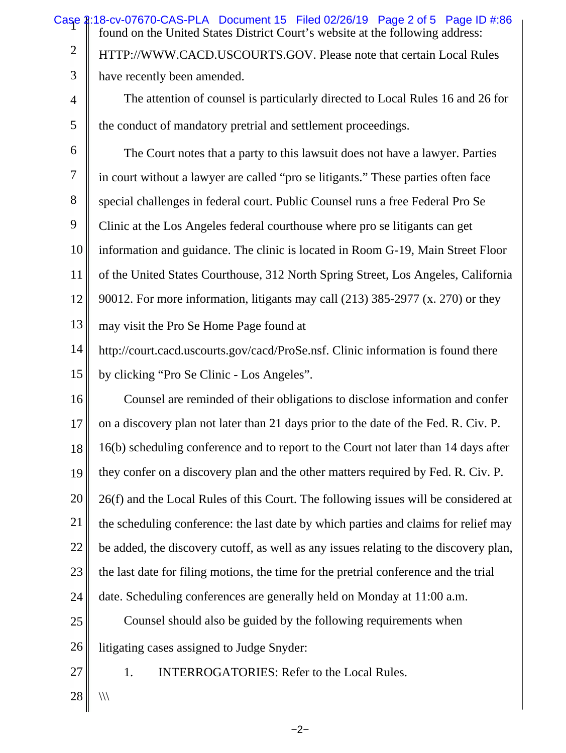found on the United States District Court's website at the following address: HTTP://WWW.CACD.USCOURTS.GOV. Please note that certain Local Rules have recently been amended.

The attention of counsel is particularly directed to Local Rules 16 and 26 for the conduct of mandatory pretrial and settlement proceedings.

The Court notes that a party to this lawsuit does not have a lawyer. Parties in court without a lawyer are called "pro se litigants." These parties often face special challenges in federal court. Public Counsel runs a free Federal Pro Se Clinic at the Los Angeles federal courthouse where pro se litigants can get information and guidance. The clinic is located in Room G-19, Main Street Floor of the United States Courthouse, 312 North Spring Street, Los Angeles, California 90012. For more information, litigants may call (213) 385-2977 (x. 270) or they may visit the Pro Se Home Page found at http://court.cacd.uscourts.gov/cacd/ProSe.nsf. Clinic information is found there by clicking "Pro Se Clinic - Los Angeles".

Counsel are reminded of their obligations to disclose information and confer on a discovery plan not later than 21 days prior to the date of the Fed. R. Civ. P. 16(b) scheduling conference and to report to the Court not later than 14 days after they confer on a discovery plan and the other matters required by Fed. R. Civ. P. 26(f) and the Local Rules of this Court. The following issues will be considered at the scheduling conference: the last date by which parties and claims for relief may be added, the discovery cutoff, as well as any issues relating to the discovery plan, the last date for filing motions, the time for the pretrial conference and the trial date. Scheduling conferences are generally held on Monday at 11:00 a.m.

Counsel should also be guided by the following requirements when litigating cases assigned to Judge Snyder:

1. INTERROGATORIES: Refer to the Local Rules.

\\\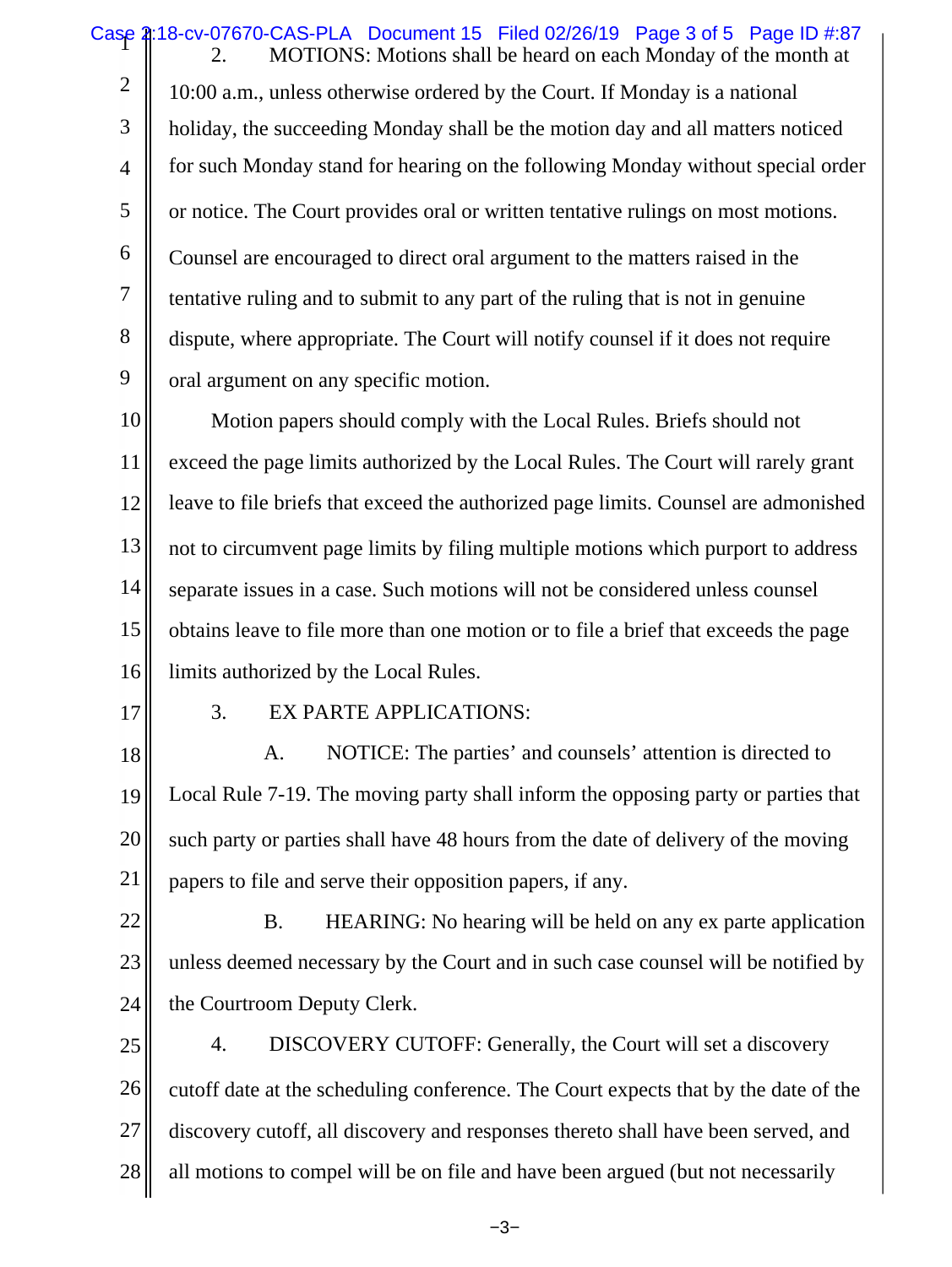2. MOTIONS: Motions shall be heard on each Monday of the month at 10:00 a.m., unless otherwise ordered by the Court. If Monday is a national holiday, the succeeding Monday shall be the motion day and all matters noticed for such Monday stand for hearing on the following Monday without special order or notice. The Court provides oral or written tentative rulings on most motions. Counsel are encouraged to direct oral argument to the matters raised in the tentative ruling and to submit to any part of the ruling that is not in genuine dispute, where appropriate. The Court will notify counsel if it does not require oral argument on any specific motion.

Motion papers should comply with the Local Rules. Briefs should not exceed the page limits authorized by the Local Rules. The Court will rarely grant leave to file briefs that exceed the authorized page limits. Counsel are admonished not to circumvent page limits by filing multiple motions which purport to address separate issues in a case. Such motions will not be considered unless counsel obtains leave to file more than one motion or to file a brief that exceeds the page limits authorized by the Local Rules.

3. EX PARTE APPLICATIONS:

A. NOTICE: The parties' and counsels' attention is directed to Local Rule 7-19. The moving party shall inform the opposing party or parties that such party or parties shall have 48 hours from the date of delivery of the moving papers to file and serve their opposition papers, if any.

B. HEARING: No hearing will be held on any ex parte application unless deemed necessary by the Court and in such case counsel will be notified by the Courtroom Deputy Clerk.

4. DISCOVERY CUTOFF: Generally, the Court will set a discovery cutoff date at the scheduling conference. The Court expects that by the date of the discovery cutoff, all discovery and responses thereto shall have been served, and all motions to compel will be on file and have been argued (but not necessarily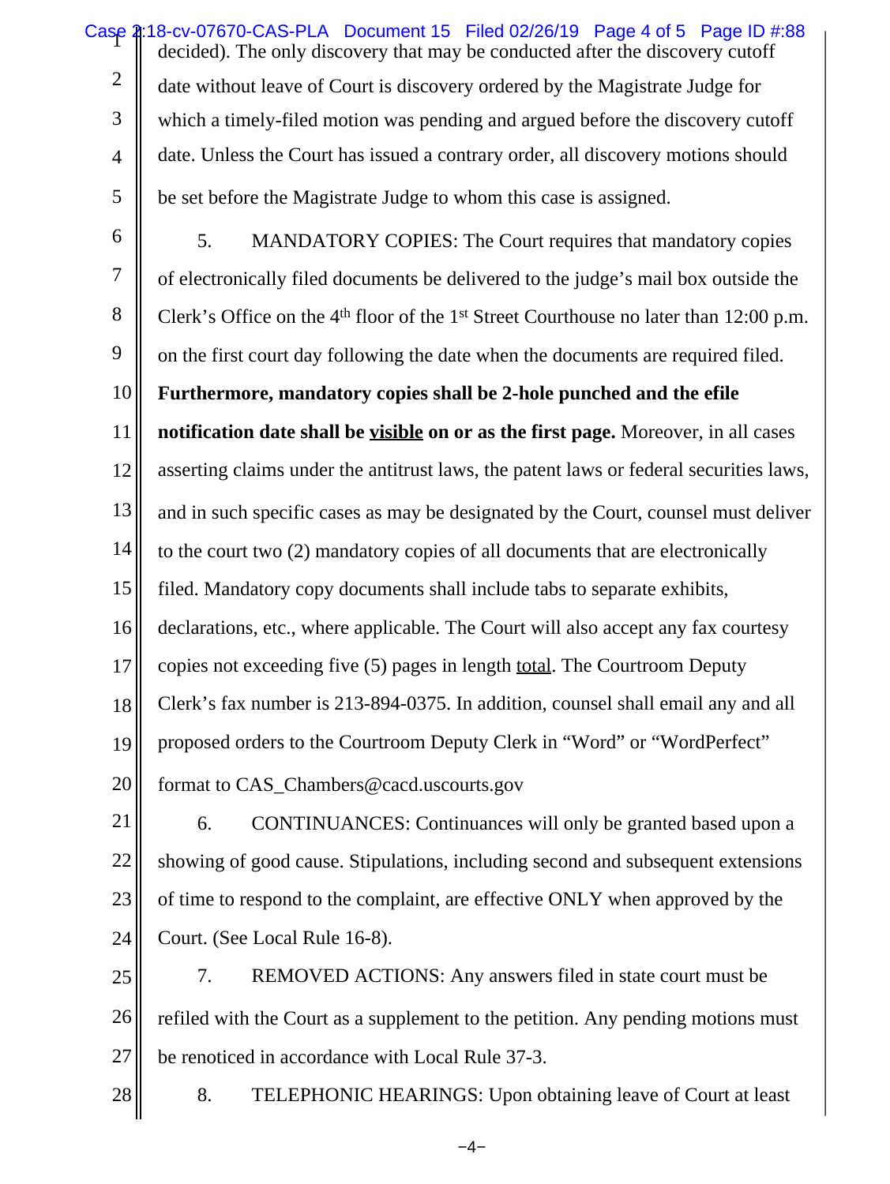decided). The only discovery that may be conducted after the discovery cutoff date without leave of Court is discovery ordered by the Magistrate Judge for which a timely-filed motion was pending and argued before the discovery cutoff date. Unless the Court has issued a contrary order, all discovery motions should be set before the Magistrate Judge to whom this case is assigned.

5. MANDATORY COPIES: The Court requires that mandatory copies of electronically filed documents be delivered to the judge's mail box outside the Clerk's Office on the 4th floor of the 1st Street Courthouse no later than 12:00 p.m. on the first court day following the date when the documents are required filed. **Furthermore, mandatory copies shall be 2-hole punched and the efile notification date shall be visible on or as the first page.** Moreover, in all cases asserting claims under the antitrust laws, the patent laws or federal securities laws, and in such specific cases as may be designated by the Court, counsel must deliver to the court two (2) mandatory copies of all documents that are electronically filed. Mandatory copy documents shall include tabs to separate exhibits, declarations, etc., where applicable. The Court will also accept any fax courtesy copies not exceeding five (5) pages in length total. The Courtroom Deputy Clerk's fax number is 213-894-0375. In addition, counsel shall email any and all proposed orders to the Courtroom Deputy Clerk in "Word" or "WordPerfect" format to CAS_Chambers@cacd.uscourts.gov

6. CONTINUANCES: Continuances will only be granted based upon a showing of good cause. Stipulations, including second and subsequent extensions of time to respond to the complaint, are effective ONLY when approved by the Court. (See Local Rule 16-8).

7. REMOVED ACTIONS: Any answers filed in state court must be refiled with the Court as a supplement to the petition. Any pending motions must be renoticed in accordance with Local Rule 37-3.

8. TELEPHONIC HEARINGS: Upon obtaining leave of Court at least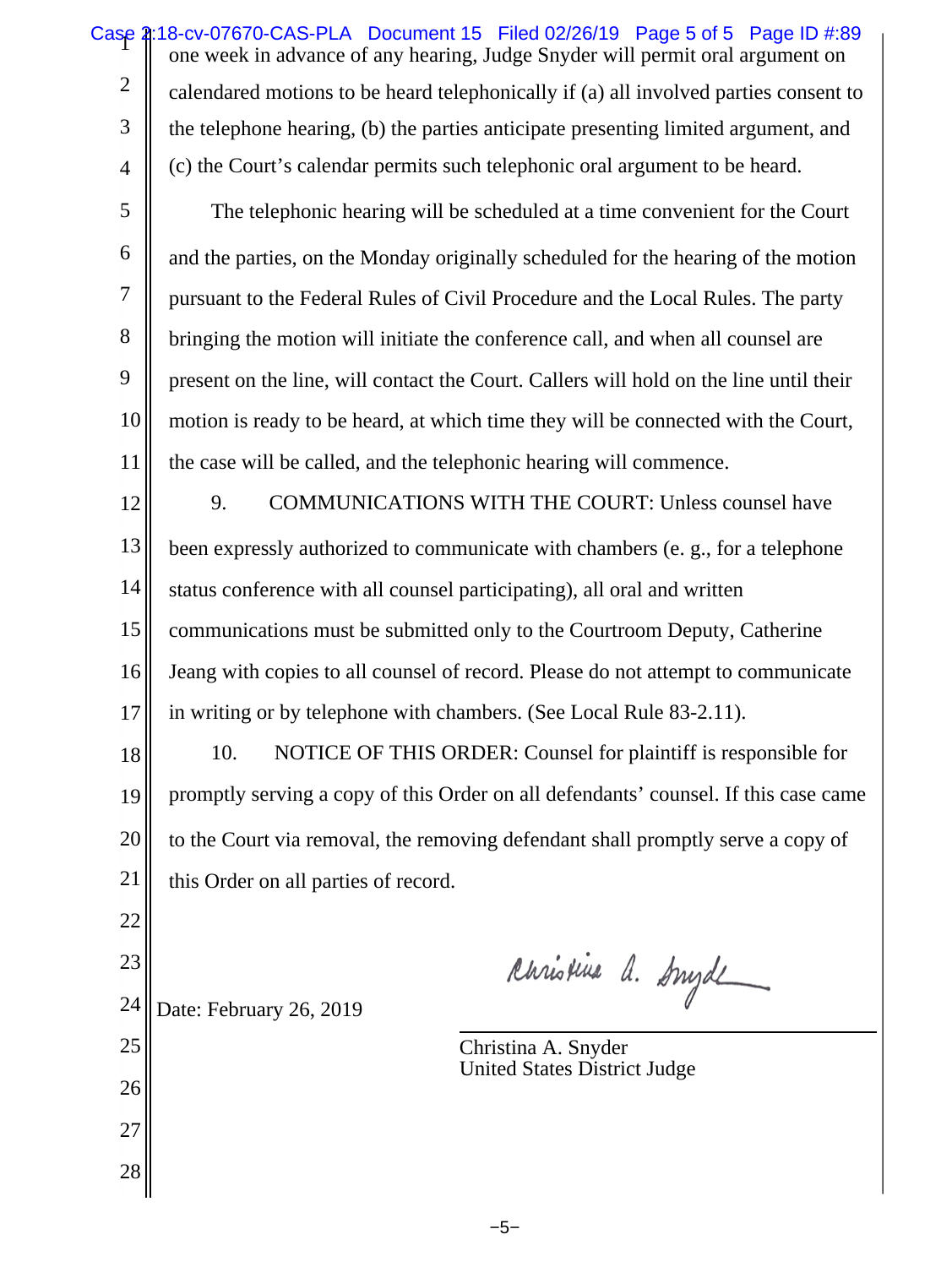one week in advance of any hearing, Judge Snyder will permit oral argument on calendared motions to be heard telephonically if (a) all involved parties consent to the telephone hearing, (b) the parties anticipate presenting limited argument, and (c) the Court's calendar permits such telephonic oral argument to be heard.

The telephonic hearing will be scheduled at a time convenient for the Court and the parties, on the Monday originally scheduled for the hearing of the motion pursuant to the Federal Rules of Civil Procedure and the Local Rules. The party bringing the motion will initiate the conference call, and when all counsel are present on the line, will contact the Court. Callers will hold on the line until their motion is ready to be heard, at which time they will be connected with the Court, the case will be called, and the telephonic hearing will commence.

9. COMMUNICATIONS WITH THE COURT: Unless counsel have been expressly authorized to communicate with chambers (e. g., for a telephone status conference with all counsel participating), all oral and written communications must be submitted only to the Courtroom Deputy, Catherine Jeang with copies to all counsel of record. Please do not attempt to communicate in writing or by telephone with chambers. (See Local Rule 83-2.11).

10. NOTICE OF THIS ORDER: Counsel for plaintiff is responsible for promptly serving a copy of this Order on all defendants' counsel. If this case came to the Court via removal, the removing defendant shall promptly serve a copy of this Order on all parties of record.

Date: February 26, 2019

Christina A. Snyder

Christina A. Snyder
United States District Judge